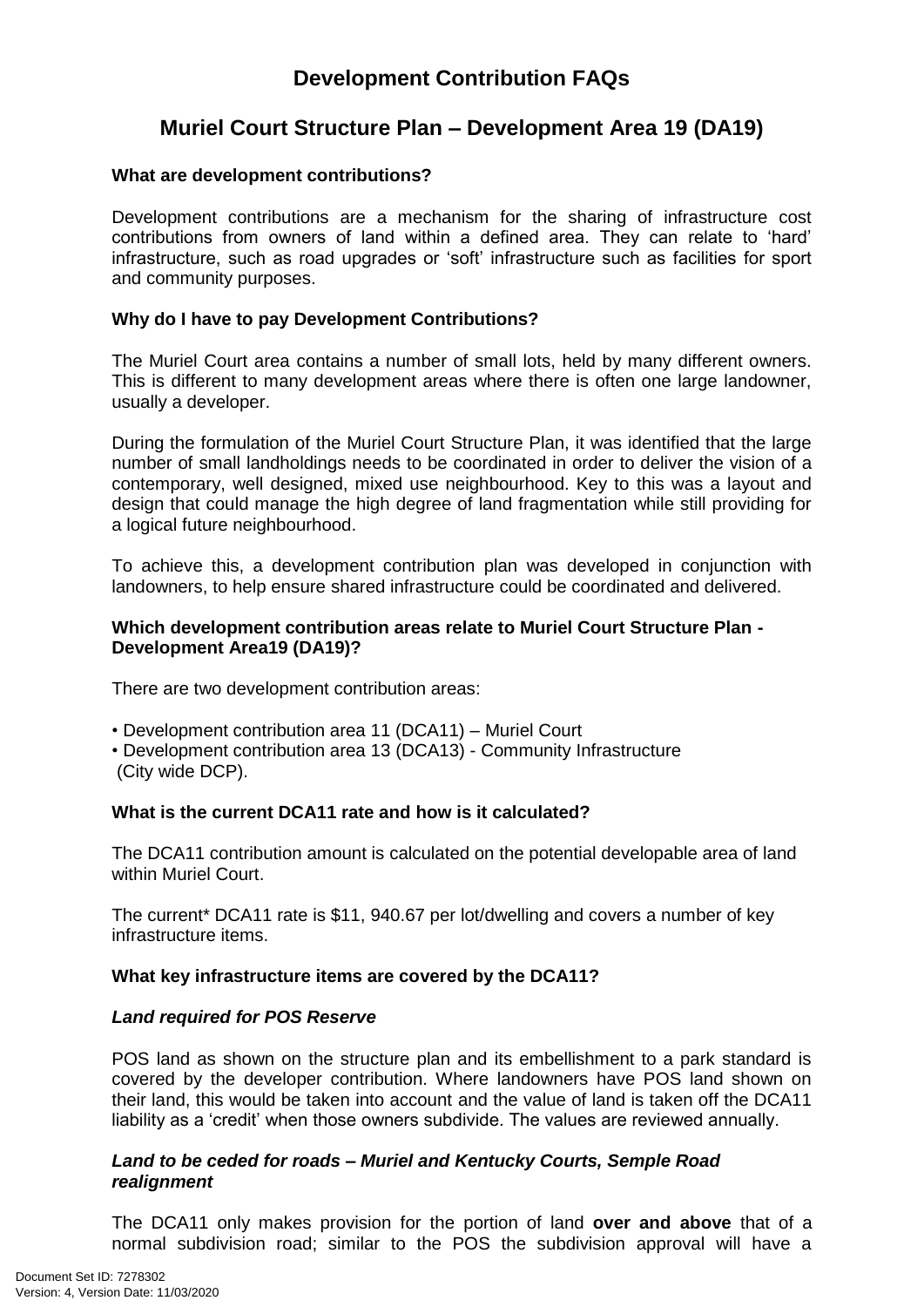# Development Contribution FAQs

## Muriel Court Structure Plan – Development Area 19 (DA19)

**What are development contributions?**

Development contributions are a mechanism for the sharing of infrastructure cost contributions from owners of land within a defined area. They can relate to 'hard' infrastructure, such as road upgrades or 'soft' infrastructure such as facilities for sport and community purposes.

**Why do I have to pay Development Contributions?**

The Muriel Court area contains a number of small lots, held by many different owners. This is different to many development areas where there is often one large landowner, usually a developer.

During the formulation of the Muriel Court Structure Plan, it was identified that the large number of small landholdings needs to be coordinated in order to deliver the vision of a contemporary, well designed, mixed use neighbourhood. Key to this was a layout and design that could manage the high degree of land fragmentation while still providing for a logical future neighbourhood.

To achieve this, a development contribution plan was developed in conjunction with landowners, to help ensure shared infrastructure could be coordinated and delivered.

**Which development contribution areas relate to Muriel Court Structure Plan - Development Area19 (DA19)?**

There are two development contribution areas:

- Development contribution area 11 (DCA11) – Muriel Court
- Development contribution area 13 (DCA13) - Community Infrastructure (City wide DCP).

**What is the current DCA11 rate and how is it calculated?**

The DCA11 contribution amount is calculated on the potential developable area of land within Muriel Court.

The current* DCA11 rate is $11, 940.67 per lot/dwelling and covers a number of key infrastructure items.

**What key infrastructure items are covered by the DCA11?**

***Land required for POS Reserve***

POS land as shown on the structure plan and its embellishment to a park standard is covered by the developer contribution. Where landowners have POS land shown on their land, this would be taken into account and the value of land is taken off the DCA11 liability as a 'credit' when those owners subdivide. The values are reviewed annually.

***Land to be ceded for roads – Muriel and Kentucky Courts, Semple Road realignment***

The DCA11 only makes provision for the portion of land **over and above** that of a normal subdivision road; similar to the POS the subdivision approval will have a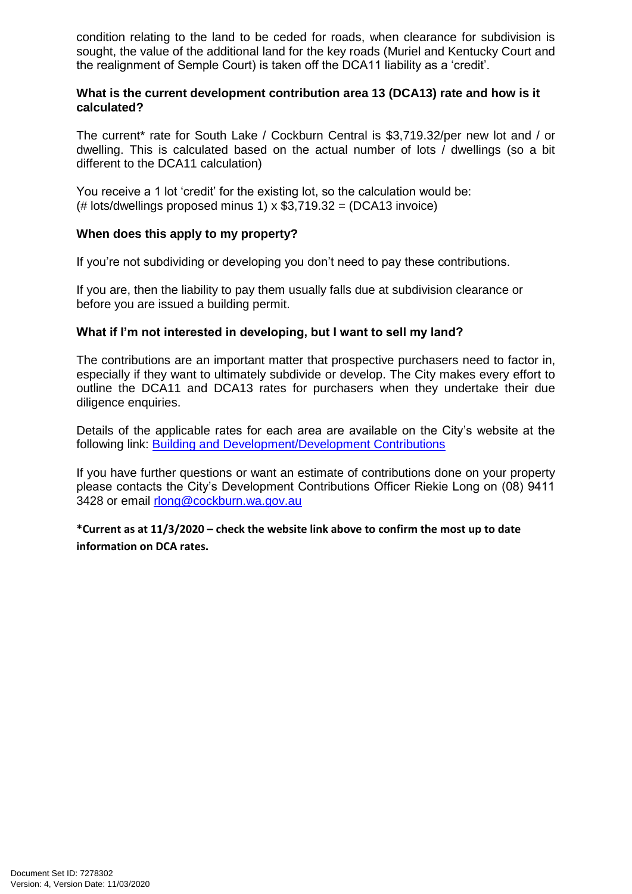condition relating to the land to be ceded for roads, when clearance for subdivision is sought, the value of the additional land for the key roads (Muriel and Kentucky Court and the realignment of Semple Court) is taken off the DCA11 liability as a 'credit'.

**What is the current development contribution area 13 (DCA13) rate and how is it calculated?**

The current* rate for South Lake / Cockburn Central is $3,719.32/per new lot and / or dwelling. This is calculated based on the actual number of lots / dwellings (so a bit different to the DCA11 calculation)

You receive a 1 lot 'credit' for the existing lot, so the calculation would be:
(# lots/dwellings proposed minus 1) x $3,719.32 = (DCA13 invoice)

**When does this apply to my property?**

If you're not subdividing or developing you don't need to pay these contributions.

If you are, then the liability to pay them usually falls due at subdivision clearance or before you are issued a building permit.

**What if I'm not interested in developing, but I want to sell my land?**

The contributions are an important matter that prospective purchasers need to factor in, especially if they want to ultimately subdivide or develop. The City makes every effort to outline the DCA11 and DCA13 rates for purchasers when they undertake their due diligence enquiries.

Details of the applicable rates for each area are available on the City's website at the following link: [Building and Development/Development Contributions](#)

If you have further questions or want an estimate of contributions done on your property please contacts the City's Development Contributions Officer Riekie Long on (08) 9411 3428 or email [rlong@cockburn.wa.gov.au](mailto:rlong@cockburn.wa.gov.au)

**\*Current as at 11/3/2020 – check the website link above to confirm the most up to date information on DCA rates.**